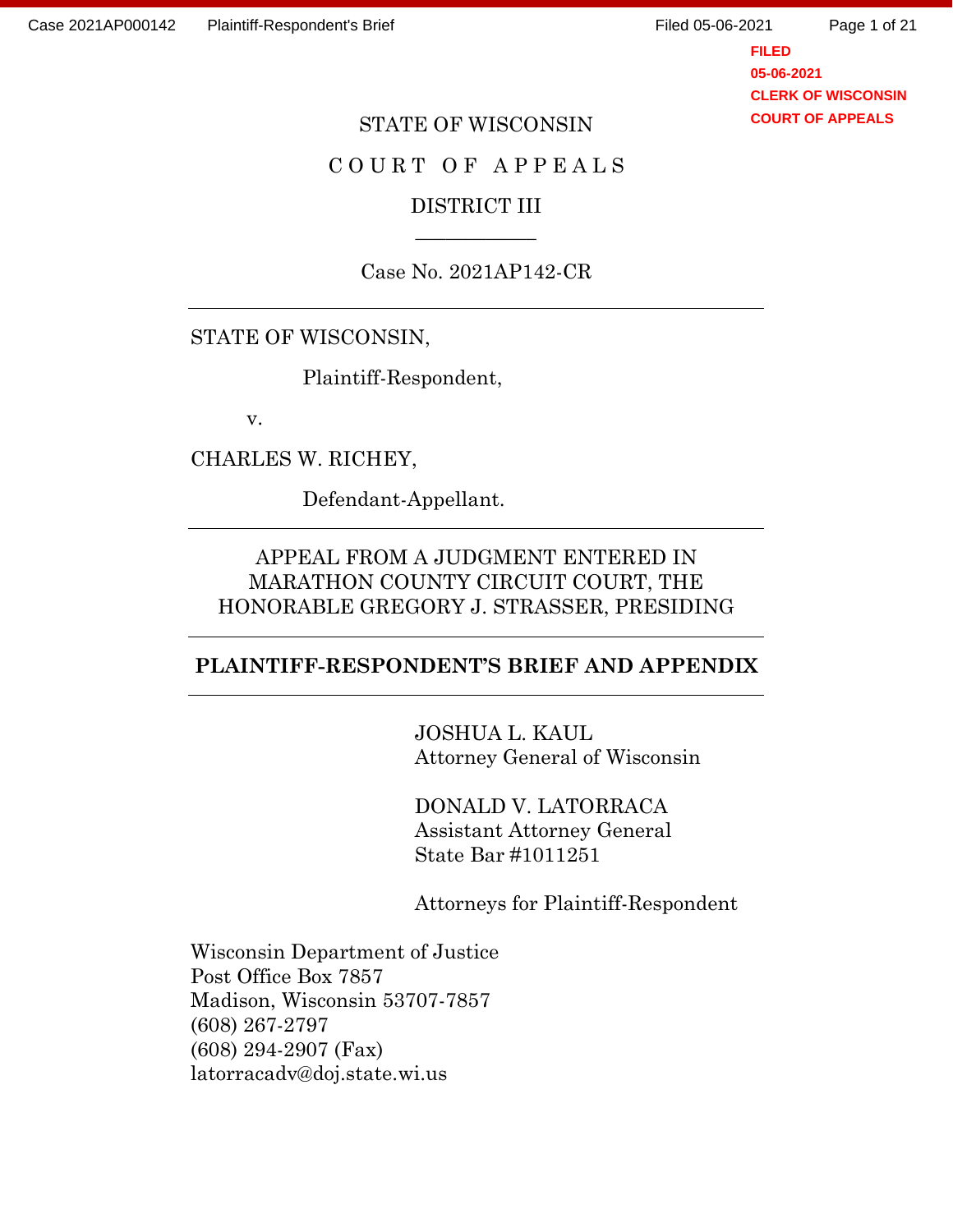FILED
05-06-2021
CLERK OF WISCONSIN
COURT OF APPEALS

STATE OF WISCONSIN

COURT OF APPEALS

DISTRICT III

---

Case No. 2021AP142-CR

---

STATE OF WISCONSIN,

Plaintiff-Respondent,

v.

CHARLES W. RICHEY,

Defendant-Appellant.

---

APPEAL FROM A JUDGMENT ENTERED IN MARATHON COUNTY CIRCUIT COURT, THE HONORABLE GREGORY J. STRASSER, PRESIDING

---

**PLAINTIFF-RESPONDENT'S BRIEF AND APPENDIX**

---

JOSHUA L. KAUL
Attorney General of Wisconsin

DONALD V. LATORRACA
Assistant Attorney General
State Bar #1011251

Attorneys for Plaintiff-Respondent

Wisconsin Department of Justice
Post Office Box 7857
Madison, Wisconsin 53707-7857
(608) 267-2797
(608) 294-2907 (Fax)
latorracadv@doj.state.wi.us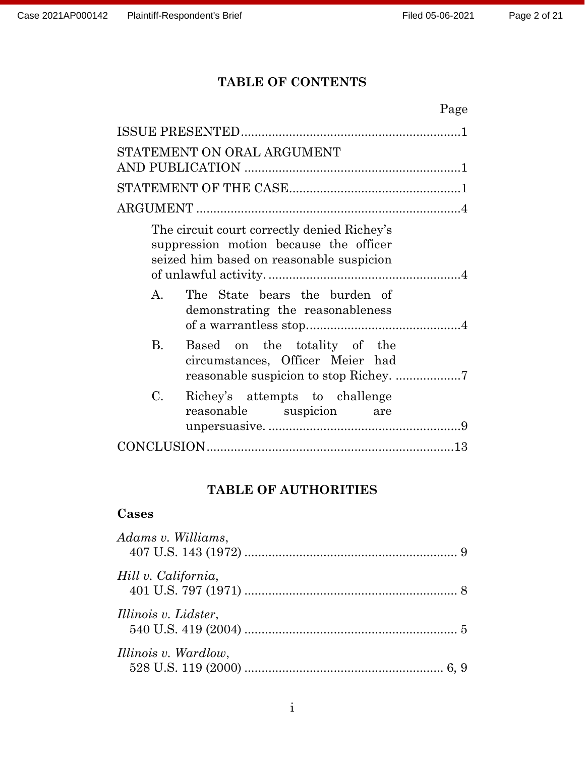## TABLE OF CONTENTS

Page

ISSUE PRESENTED ................................................................ 1

STATEMENT ON ORAL ARGUMENT AND PUBLICATION ................................................................ 1

STATEMENT OF THE CASE ................................................................ 1

ARGUMENT ................................................................ 4

The circuit court correctly denied Richey's suppression motion because the officer seized him based on reasonable suspicion of unlawful activity. ................................................................ 4

A. The State bears the burden of demonstrating the reasonableness of a warrantless stop. ................................................................ 4

B. Based on the totality of the circumstances, Officer Meier had reasonable suspicion to stop Richey. ................................................................ 7

C. Richey's attempts to challenge reasonable suspicion are unpersuasive. ................................................................ 9

CONCLUSION ................................................................ 13

## TABLE OF AUTHORITIES

### Cases

*Adams v. Williams*,
407 U.S. 143 (1972) ................................................................ 9

*Hill v. California*,
401 U.S. 797 (1971) ................................................................ 8

*Illinois v. Lidster*,
540 U.S. 419 (2004) ................................................................ 5

*Illinois v. Wardlow*,
528 U.S. 119 (2000) ................................................................ 6, 9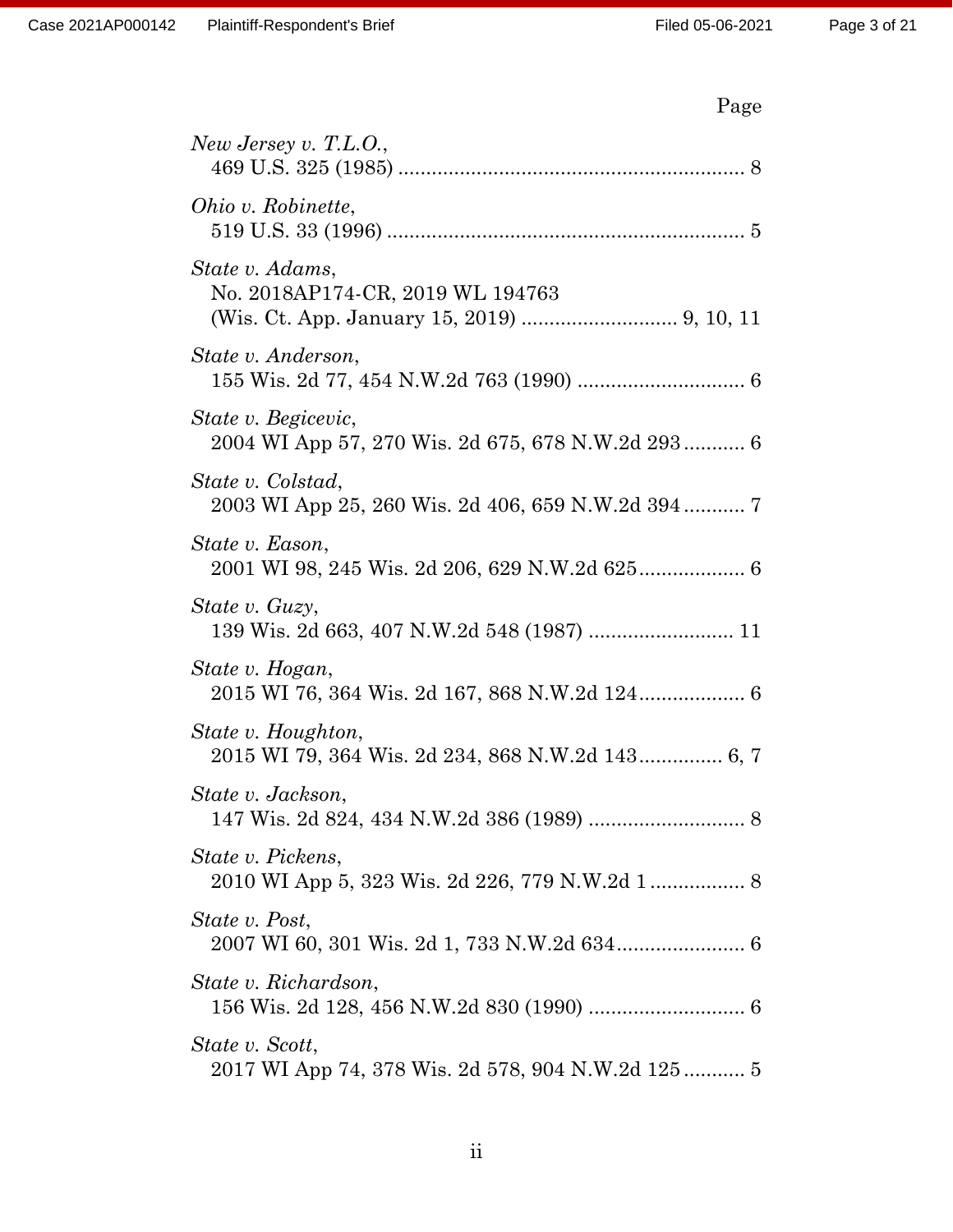Page

*New Jersey v. T.L.O.*,
469 U.S. 325 (1985) .............................................................. 8

*Ohio v. Robinette*,
519 U.S. 33 (1996) ................................................................ 5

*State v. Adams*,
No. 2018AP174-CR, 2019 WL 194763
(Wis. Ct. App. January 15, 2019) ............................ 9, 10, 11

*State v. Anderson*,
155 Wis. 2d 77, 454 N.W.2d 763 (1990) .............................. 6

*State v. Begicevic*,
2004 WI App 57, 270 Wis. 2d 675, 678 N.W.2d 293 ........... 6

*State v. Colstad*,
2003 WI App 25, 260 Wis. 2d 406, 659 N.W.2d 394 ........... 7

*State v. Eason*,
2001 WI 98, 245 Wis. 2d 206, 629 N.W.2d 625 ................... 6

*State v. Guzy*,
139 Wis. 2d 663, 407 N.W.2d 548 (1987) .......................... 11

*State v. Hogan*,
2015 WI 76, 364 Wis. 2d 167, 868 N.W.2d 124 ................... 6

*State v. Houghton*,
2015 WI 79, 364 Wis. 2d 234, 868 N.W.2d 143 ............... 6, 7

*State v. Jackson*,
147 Wis. 2d 824, 434 N.W.2d 386 (1989) ............................ 8

*State v. Pickens*,
2010 WI App 5, 323 Wis. 2d 226, 779 N.W.2d 1 ................. 8

*State v. Post*,
2007 WI 60, 301 Wis. 2d 1, 733 N.W.2d 634 ....................... 6

*State v. Richardson*,
156 Wis. 2d 128, 456 N.W.2d 830 (1990) ............................ 6

*State v. Scott*,
2017 WI App 74, 378 Wis. 2d 578, 904 N.W.2d 125 ........... 5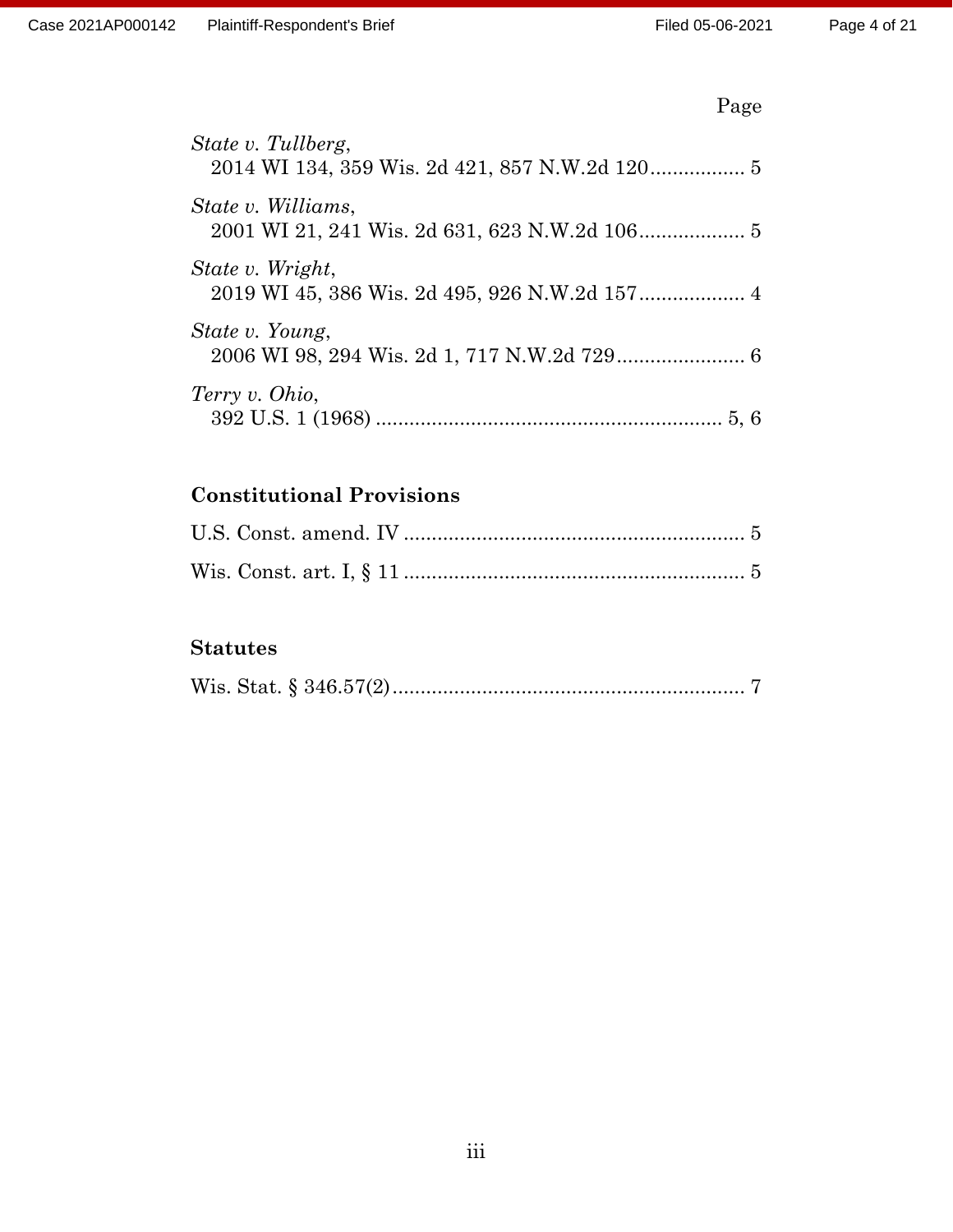Page

*State v. Tullberg*,
2014 WI 134, 359 Wis. 2d 421, 857 N.W.2d 120................. 5

*State v. Williams*,
2001 WI 21, 241 Wis. 2d 631, 623 N.W.2d 106................... 5

*State v. Wright*,
2019 WI 45, 386 Wis. 2d 495, 926 N.W.2d 157................... 4

*State v. Young*,
2006 WI 98, 294 Wis. 2d 1, 717 N.W.2d 729....................... 6

*Terry v. Ohio*,
392 U.S. 1 (1968) .............................................................. 5, 6

## Constitutional Provisions

U.S. Const. amend. IV ............................................................. 5

Wis. Const. art. I, § 11 ............................................................. 5

## Statutes

Wis. Stat. § 346.57(2)............................................................... 7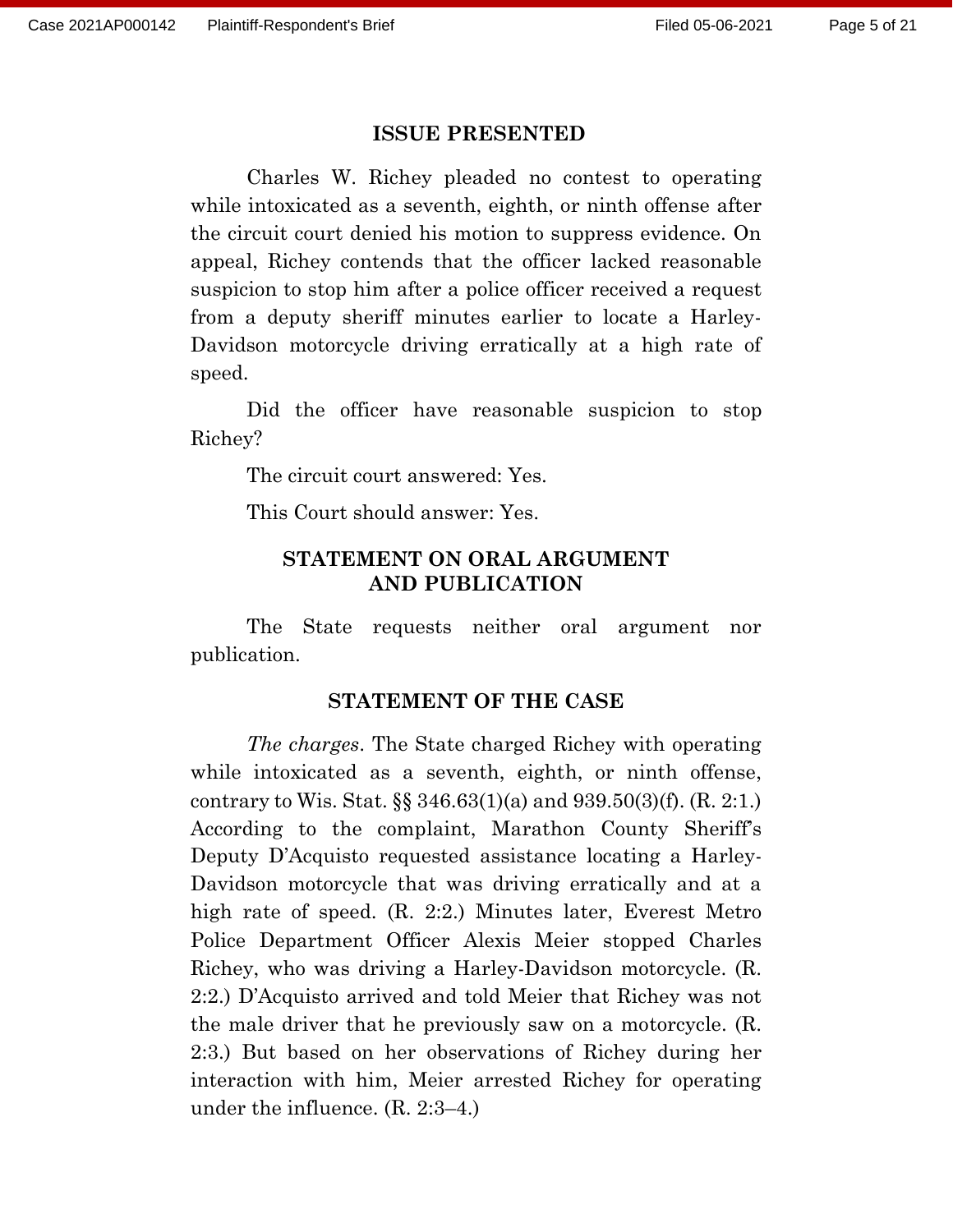## ISSUE PRESENTED

Charles W. Richey pleaded no contest to operating while intoxicated as a seventh, eighth, or ninth offense after the circuit court denied his motion to suppress evidence. On appeal, Richey contends that the officer lacked reasonable suspicion to stop him after a police officer received a request from a deputy sheriff minutes earlier to locate a Harley-Davidson motorcycle driving erratically at a high rate of speed.

Did the officer have reasonable suspicion to stop Richey?

The circuit court answered: Yes.

This Court should answer: Yes.

## STATEMENT ON ORAL ARGUMENT AND PUBLICATION

The State requests neither oral argument nor publication.

## STATEMENT OF THE CASE

*The charges*. The State charged Richey with operating while intoxicated as a seventh, eighth, or ninth offense, contrary to Wis. Stat. §§ 346.63(1)(a) and 939.50(3)(f). (R. 2:1.) According to the complaint, Marathon County Sheriff's Deputy D'Acquisto requested assistance locating a Harley-Davidson motorcycle that was driving erratically and at a high rate of speed. (R. 2:2.) Minutes later, Everest Metro Police Department Officer Alexis Meier stopped Charles Richey, who was driving a Harley-Davidson motorcycle. (R. 2:2.) D'Acquisto arrived and told Meier that Richey was not the male driver that he previously saw on a motorcycle. (R. 2:3.) But based on her observations of Richey during her interaction with him, Meier arrested Richey for operating under the influence. (R. 2:3–4.)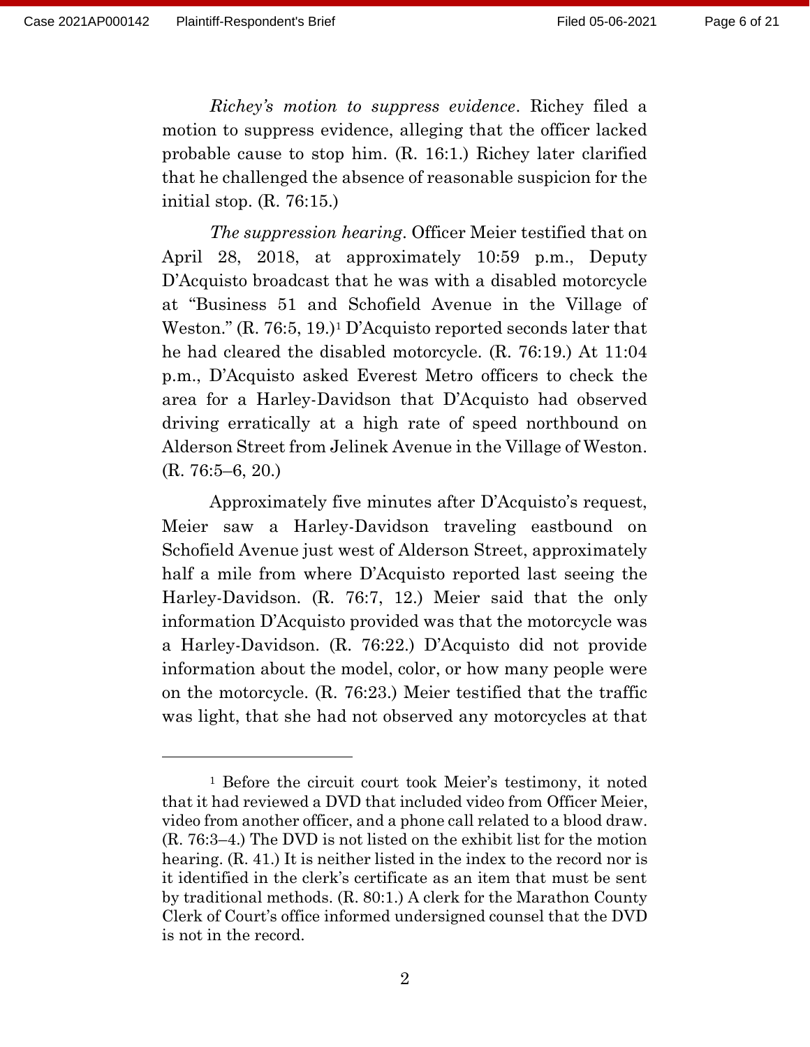*Richey's motion to suppress evidence*. Richey filed a motion to suppress evidence, alleging that the officer lacked probable cause to stop him. (R. 16:1.) Richey later clarified that he challenged the absence of reasonable suspicion for the initial stop. (R. 76:15.)

*The suppression hearing*. Officer Meier testified that on April 28, 2018, at approximately 10:59 p.m., Deputy D'Acquisto broadcast that he was with a disabled motorcycle at "Business 51 and Schofield Avenue in the Village of Weston." (R. 76:5, 19.)[1] D'Acquisto reported seconds later that he had cleared the disabled motorcycle. (R. 76:19.) At 11:04 p.m., D'Acquisto asked Everest Metro officers to check the area for a Harley-Davidson that D'Acquisto had observed driving erratically at a high rate of speed northbound on Alderson Street from Jelinek Avenue in the Village of Weston. (R. 76:5–6, 20.)

Approximately five minutes after D'Acquisto's request, Meier saw a Harley-Davidson traveling eastbound on Schofield Avenue just west of Alderson Street, approximately half a mile from where D'Acquisto reported last seeing the Harley-Davidson. (R. 76:7, 12.) Meier said that the only information D'Acquisto provided was that the motorcycle was a Harley-Davidson. (R. 76:22.) D'Acquisto did not provide information about the model, color, or how many people were on the motorcycle. (R. 76:23.) Meier testified that the traffic was light, that she had not observed any motorcycles at that

---

[1] Before the circuit court took Meier's testimony, it noted that it had reviewed a DVD that included video from Officer Meier, video from another officer, and a phone call related to a blood draw. (R. 76:3–4.) The DVD is not listed on the exhibit list for the motion hearing. (R. 41.) It is neither listed in the index to the record nor is it identified in the clerk's certificate as an item that must be sent by traditional methods. (R. 80:1.) A clerk for the Marathon County Clerk of Court's office informed undersigned counsel that the DVD is not in the record.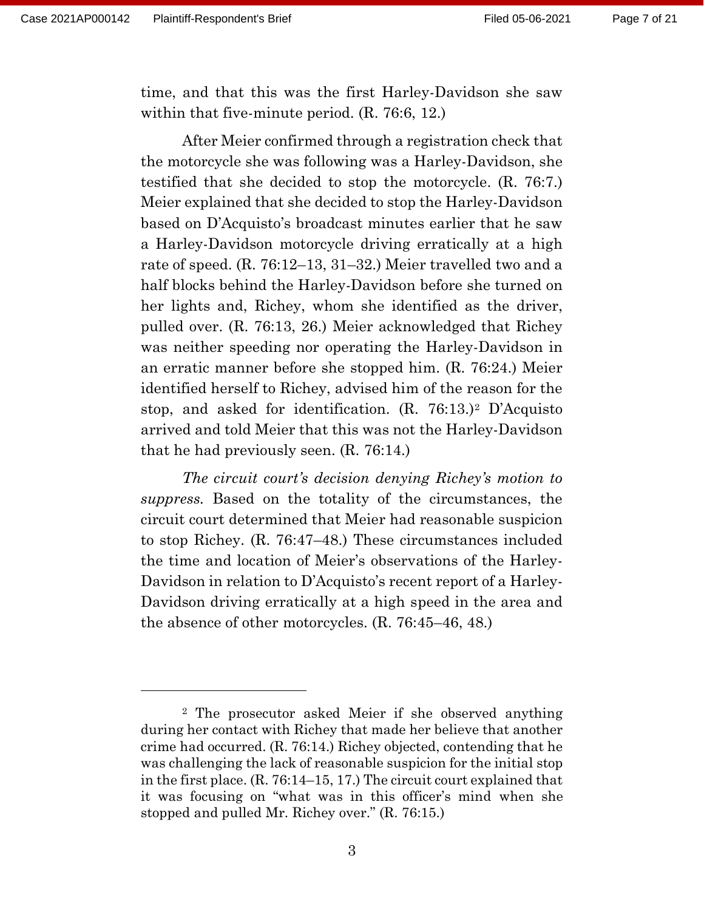time, and that this was the first Harley-Davidson she saw within that five-minute period. (R. 76:6, 12.)

After Meier confirmed through a registration check that the motorcycle she was following was a Harley-Davidson, she testified that she decided to stop the motorcycle. (R. 76:7.) Meier explained that she decided to stop the Harley-Davidson based on D'Acquisto's broadcast minutes earlier that he saw a Harley-Davidson motorcycle driving erratically at a high rate of speed. (R. 76:12–13, 31–32.) Meier travelled two and a half blocks behind the Harley-Davidson before she turned on her lights and, Richey, whom she identified as the driver, pulled over. (R. 76:13, 26.) Meier acknowledged that Richey was neither speeding nor operating the Harley-Davidson in an erratic manner before she stopped him. (R. 76:24.) Meier identified herself to Richey, advised him of the reason for the stop, and asked for identification. (R. 76:13.)[2] D'Acquisto arrived and told Meier that this was not the Harley-Davidson that he had previously seen. (R. 76:14.)

*The circuit court's decision denying Richey's motion to suppress.* Based on the totality of the circumstances, the circuit court determined that Meier had reasonable suspicion to stop Richey. (R. 76:47–48.) These circumstances included the time and location of Meier's observations of the Harley-Davidson in relation to D'Acquisto's recent report of a Harley-Davidson driving erratically at a high speed in the area and the absence of other motorcycles. (R. 76:45–46, 48.)

---

[2] The prosecutor asked Meier if she observed anything during her contact with Richey that made her believe that another crime had occurred. (R. 76:14.) Richey objected, contending that he was challenging the lack of reasonable suspicion for the initial stop in the first place. (R. 76:14–15, 17.) The circuit court explained that it was focusing on "what was in this officer's mind when she stopped and pulled Mr. Richey over." (R. 76:15.)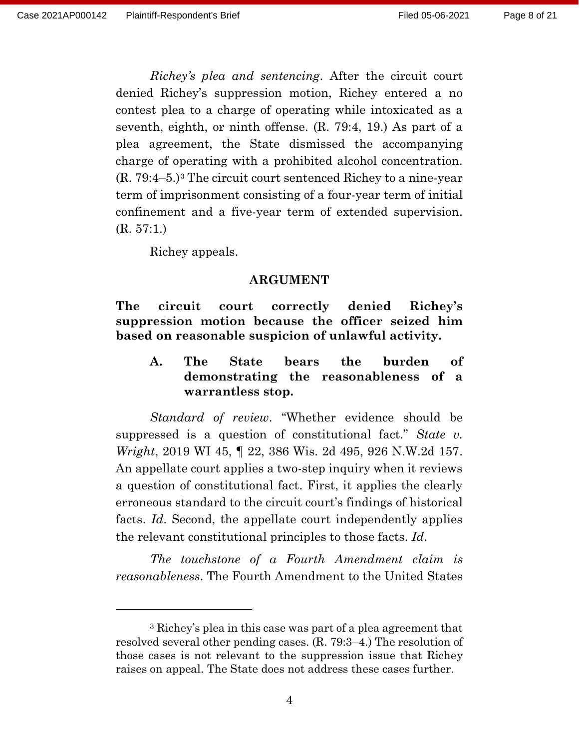*Richey's plea and sentencing*. After the circuit court denied Richey's suppression motion, Richey entered a no contest plea to a charge of operating while intoxicated as a seventh, eighth, or ninth offense. (R. 79:4, 19.) As part of a plea agreement, the State dismissed the accompanying charge of operating with a prohibited alcohol concentration. (R. 79:4–5.)[3] The circuit court sentenced Richey to a nine-year term of imprisonment consisting of a four-year term of initial confinement and a five-year term of extended supervision. (R. 57:1.)

Richey appeals.

## ARGUMENT

### The circuit court correctly denied Richey's suppression motion because the officer seized him based on reasonable suspicion of unlawful activity.

#### A. The State bears the burden of demonstrating the reasonableness of a warrantless stop.

*Standard of review*. "Whether evidence should be suppressed is a question of constitutional fact." *State v. Wright*, 2019 WI 45, ¶ 22, 386 Wis. 2d 495, 926 N.W.2d 157. An appellate court applies a two-step inquiry when it reviews a question of constitutional fact. First, it applies the clearly erroneous standard to the circuit court's findings of historical facts. *Id*. Second, the appellate court independently applies the relevant constitutional principles to those facts. *Id*.

*The touchstone of a Fourth Amendment claim is reasonableness*. The Fourth Amendment to the United States

---

[3] Richey's plea in this case was part of a plea agreement that resolved several other pending cases. (R. 79:3–4.) The resolution of those cases is not relevant to the suppression issue that Richey raises on appeal. The State does not address these cases further.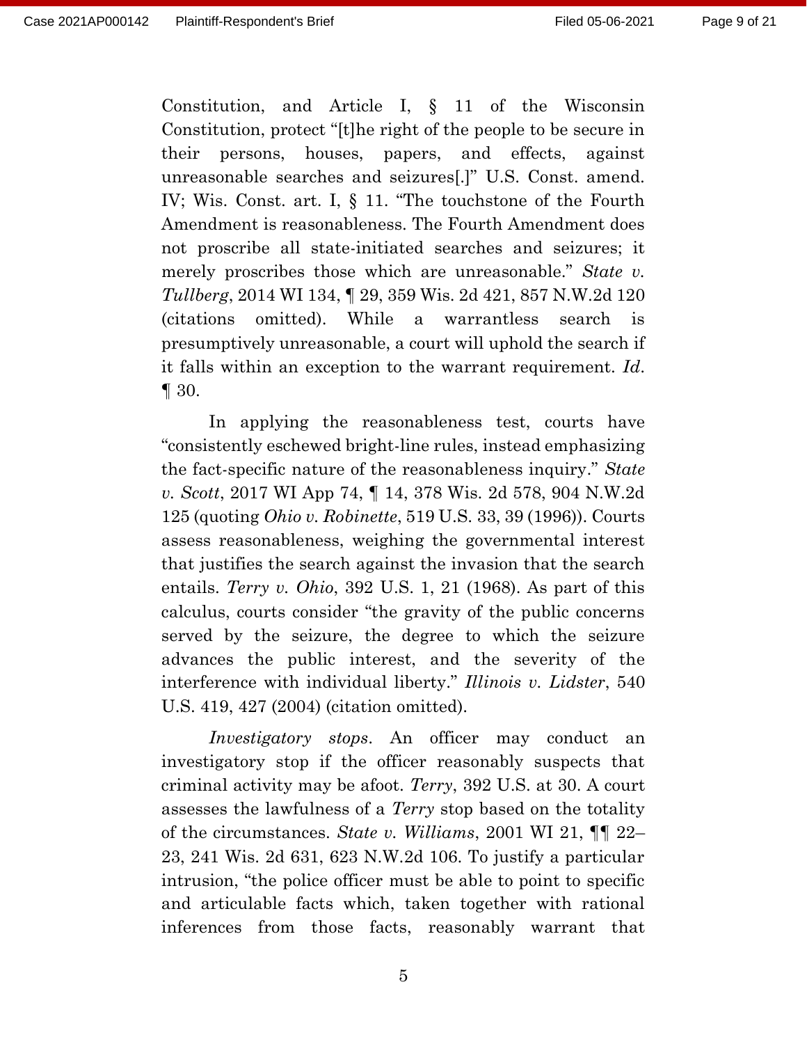Constitution, and Article I, § 11 of the Wisconsin Constitution, protect "[t]he right of the people to be secure in their persons, houses, papers, and effects, against unreasonable searches and seizures[.]" U.S. Const. amend. IV; Wis. Const. art. I, § 11. "The touchstone of the Fourth Amendment is reasonableness. The Fourth Amendment does not proscribe all state-initiated searches and seizures; it merely proscribes those which are unreasonable." *State v. Tullberg*, 2014 WI 134, ¶ 29, 359 Wis. 2d 421, 857 N.W.2d 120 (citations omitted). While a warrantless search is presumptively unreasonable, a court will uphold the search if it falls within an exception to the warrant requirement. *Id.* ¶ 30.

In applying the reasonableness test, courts have "consistently eschewed bright-line rules, instead emphasizing the fact-specific nature of the reasonableness inquiry." *State v. Scott*, 2017 WI App 74, ¶ 14, 378 Wis. 2d 578, 904 N.W.2d 125 (quoting *Ohio v. Robinette*, 519 U.S. 33, 39 (1996)). Courts assess reasonableness, weighing the governmental interest that justifies the search against the invasion that the search entails. *Terry v. Ohio*, 392 U.S. 1, 21 (1968). As part of this calculus, courts consider "the gravity of the public concerns served by the seizure, the degree to which the seizure advances the public interest, and the severity of the interference with individual liberty." *Illinois v. Lidster*, 540 U.S. 419, 427 (2004) (citation omitted).

*Investigatory stops*. An officer may conduct an investigatory stop if the officer reasonably suspects that criminal activity may be afoot. *Terry*, 392 U.S. at 30. A court assesses the lawfulness of a *Terry* stop based on the totality of the circumstances. *State v. Williams*, 2001 WI 21, ¶¶ 22–23, 241 Wis. 2d 631, 623 N.W.2d 106. To justify a particular intrusion, "the police officer must be able to point to specific and articulable facts which, taken together with rational inferences from those facts, reasonably warrant that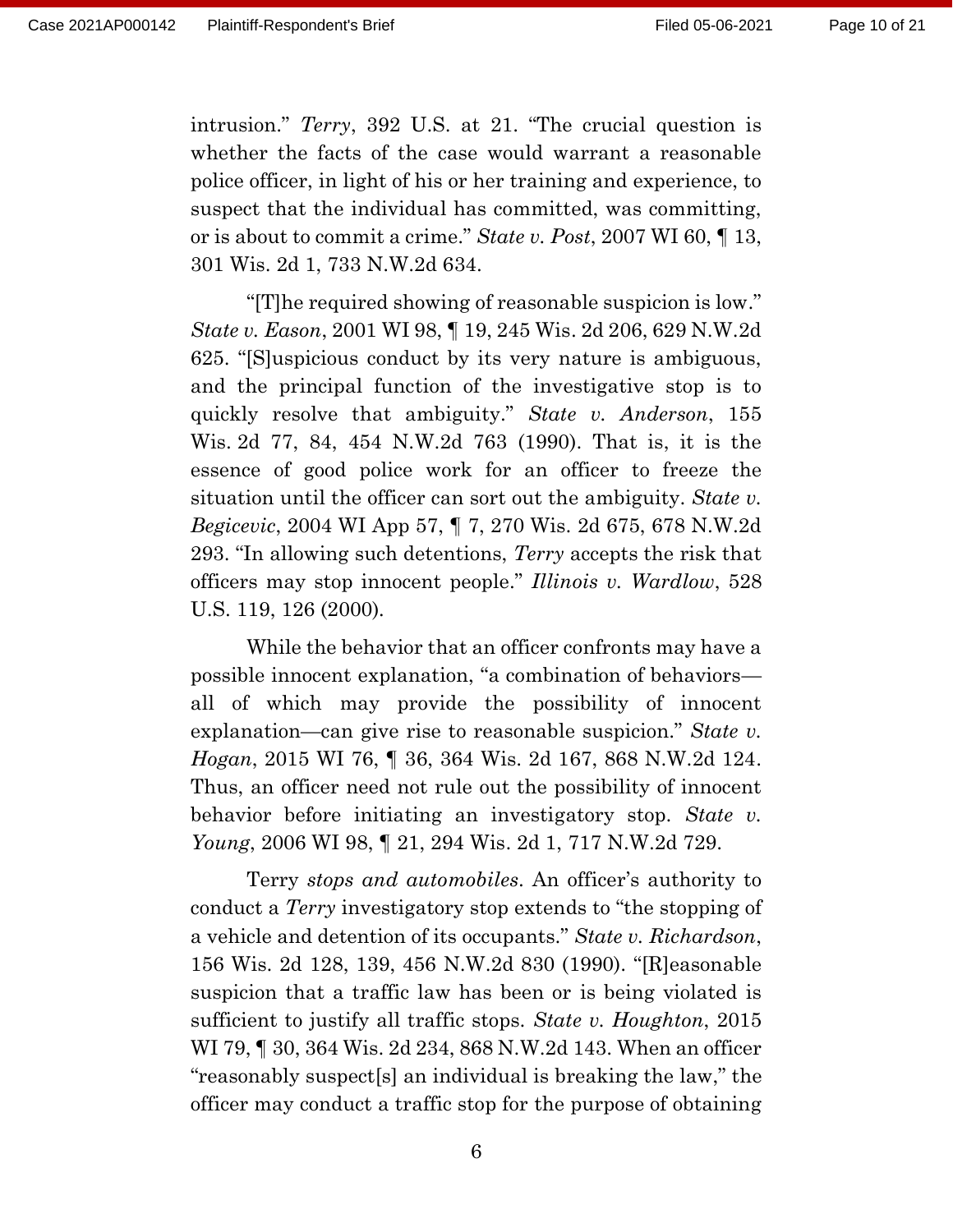intrusion." *Terry*, 392 U.S. at 21. "The crucial question is whether the facts of the case would warrant a reasonable police officer, in light of his or her training and experience, to suspect that the individual has committed, was committing, or is about to commit a crime." *State v. Post*, 2007 WI 60, ¶ 13, 301 Wis. 2d 1, 733 N.W.2d 634.

"[T]he required showing of reasonable suspicion is low." *State v. Eason*, 2001 WI 98, ¶ 19, 245 Wis. 2d 206, 629 N.W.2d 625. "[S]uspicious conduct by its very nature is ambiguous, and the principal function of the investigative stop is to quickly resolve that ambiguity." *State v. Anderson*, 155 Wis. 2d 77, 84, 454 N.W.2d 763 (1990). That is, it is the essence of good police work for an officer to freeze the situation until the officer can sort out the ambiguity. *State v. Begicevic*, 2004 WI App 57, ¶ 7, 270 Wis. 2d 675, 678 N.W.2d 293. "In allowing such detentions, *Terry* accepts the risk that officers may stop innocent people." *Illinois v. Wardlow*, 528 U.S. 119, 126 (2000).

While the behavior that an officer confronts may have a possible innocent explanation, "a combination of behaviors—all of which may provide the possibility of innocent explanation—can give rise to reasonable suspicion." *State v. Hogan*, 2015 WI 76, ¶ 36, 364 Wis. 2d 167, 868 N.W.2d 124. Thus, an officer need not rule out the possibility of innocent behavior before initiating an investigatory stop. *State v. Young*, 2006 WI 98, ¶ 21, 294 Wis. 2d 1, 717 N.W.2d 729.

Terry *stops and automobiles*. An officer's authority to conduct a *Terry* investigatory stop extends to "the stopping of a vehicle and detention of its occupants." *State v. Richardson*, 156 Wis. 2d 128, 139, 456 N.W.2d 830 (1990). "[R]easonable suspicion that a traffic law has been or is being violated is sufficient to justify all traffic stops. *State v. Houghton*, 2015 WI 79, ¶ 30, 364 Wis. 2d 234, 868 N.W.2d 143. When an officer "reasonably suspect[s] an individual is breaking the law," the officer may conduct a traffic stop for the purpose of obtaining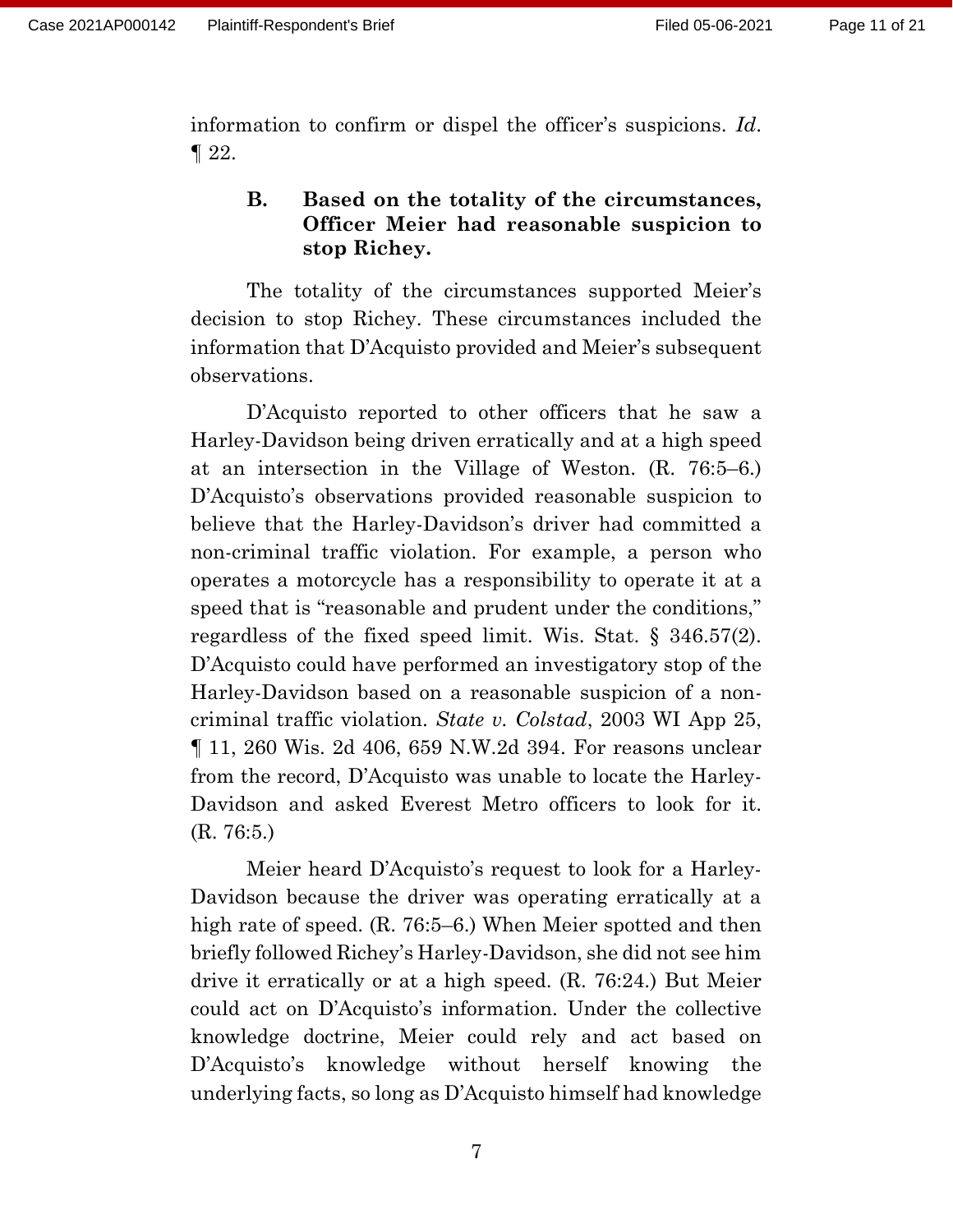information to confirm or dispel the officer's suspicions. *Id.* ¶ 22.

### B. Based on the totality of the circumstances, Officer Meier had reasonable suspicion to stop Richey.

The totality of the circumstances supported Meier's decision to stop Richey. These circumstances included the information that D'Acquisto provided and Meier's subsequent observations.

D'Acquisto reported to other officers that he saw a Harley-Davidson being driven erratically and at a high speed at an intersection in the Village of Weston. (R. 76:5–6.) D'Acquisto's observations provided reasonable suspicion to believe that the Harley-Davidson's driver had committed a non-criminal traffic violation. For example, a person who operates a motorcycle has a responsibility to operate it at a speed that is "reasonable and prudent under the conditions," regardless of the fixed speed limit. Wis. Stat. § 346.57(2). D'Acquisto could have performed an investigatory stop of the Harley-Davidson based on a reasonable suspicion of a non-criminal traffic violation. *State v. Colstad*, 2003 WI App 25, ¶ 11, 260 Wis. 2d 406, 659 N.W.2d 394. For reasons unclear from the record, D'Acquisto was unable to locate the Harley-Davidson and asked Everest Metro officers to look for it. (R. 76:5.)

Meier heard D'Acquisto's request to look for a Harley-Davidson because the driver was operating erratically at a high rate of speed. (R. 76:5–6.) When Meier spotted and then briefly followed Richey's Harley-Davidson, she did not see him drive it erratically or at a high speed. (R. 76:24.) But Meier could act on D'Acquisto's information. Under the collective knowledge doctrine, Meier could rely and act based on D'Acquisto's knowledge without herself knowing the underlying facts, so long as D'Acquisto himself had knowledge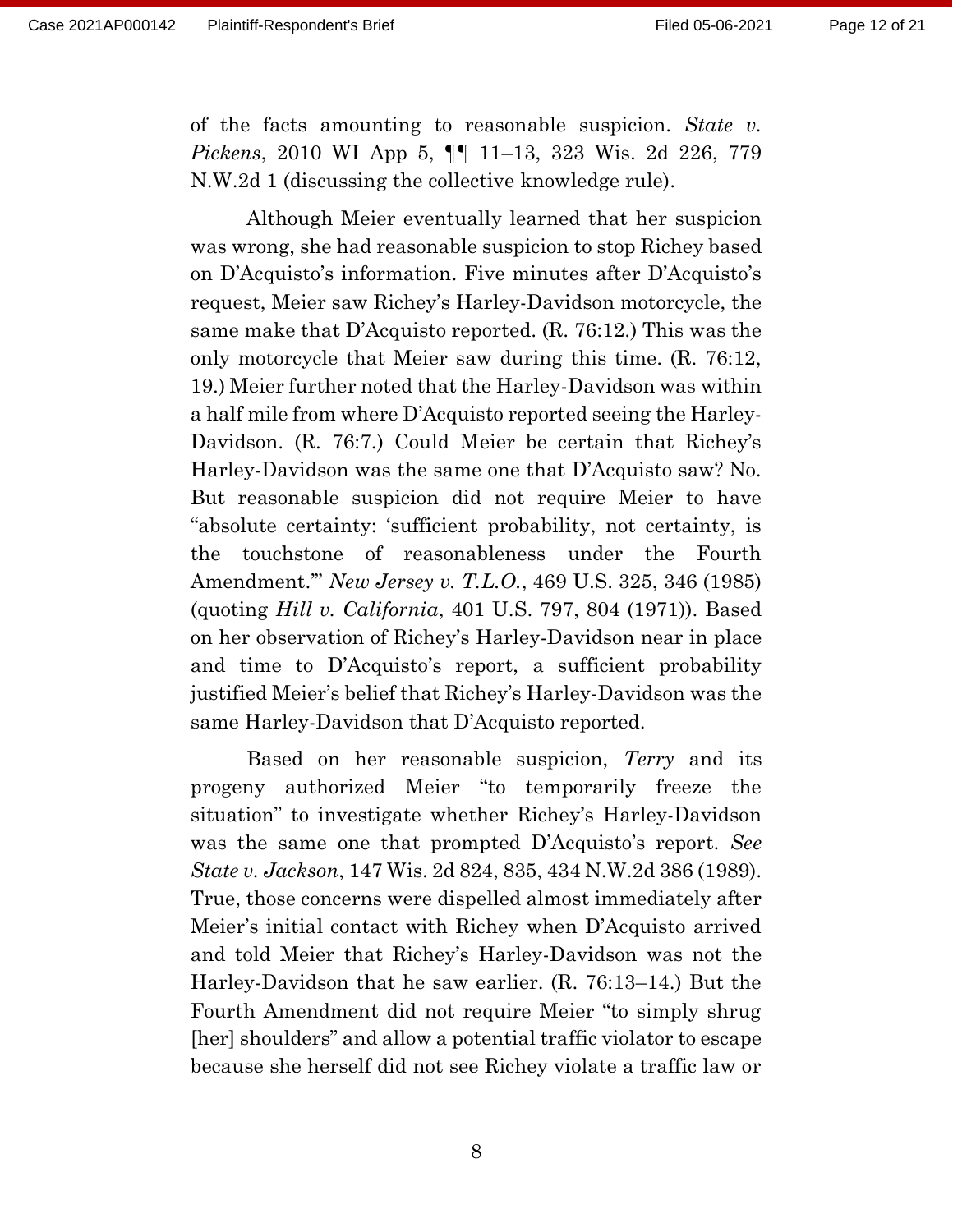of the facts amounting to reasonable suspicion. *State v. Pickens*, 2010 WI App 5, ¶¶ 11–13, 323 Wis. 2d 226, 779 N.W.2d 1 (discussing the collective knowledge rule).

Although Meier eventually learned that her suspicion was wrong, she had reasonable suspicion to stop Richey based on D'Acquisto's information. Five minutes after D'Acquisto's request, Meier saw Richey's Harley-Davidson motorcycle, the same make that D'Acquisto reported. (R. 76:12.) This was the only motorcycle that Meier saw during this time. (R. 76:12, 19.) Meier further noted that the Harley-Davidson was within a half mile from where D'Acquisto reported seeing the Harley-Davidson. (R. 76:7.) Could Meier be certain that Richey's Harley-Davidson was the same one that D'Acquisto saw? No. But reasonable suspicion did not require Meier to have "absolute certainty: 'sufficient probability, not certainty, is the touchstone of reasonableness under the Fourth Amendment.'" *New Jersey v. T.L.O.*, 469 U.S. 325, 346 (1985) (quoting *Hill v. California*, 401 U.S. 797, 804 (1971)). Based on her observation of Richey's Harley-Davidson near in place and time to D'Acquisto's report, a sufficient probability justified Meier's belief that Richey's Harley-Davidson was the same Harley-Davidson that D'Acquisto reported.

Based on her reasonable suspicion, *Terry* and its progeny authorized Meier "to temporarily freeze the situation" to investigate whether Richey's Harley-Davidson was the same one that prompted D'Acquisto's report. *See State v. Jackson*, 147 Wis. 2d 824, 835, 434 N.W.2d 386 (1989). True, those concerns were dispelled almost immediately after Meier's initial contact with Richey when D'Acquisto arrived and told Meier that Richey's Harley-Davidson was not the Harley-Davidson that he saw earlier. (R. 76:13–14.) But the Fourth Amendment did not require Meier "to simply shrug [her] shoulders" and allow a potential traffic violator to escape because she herself did not see Richey violate a traffic law or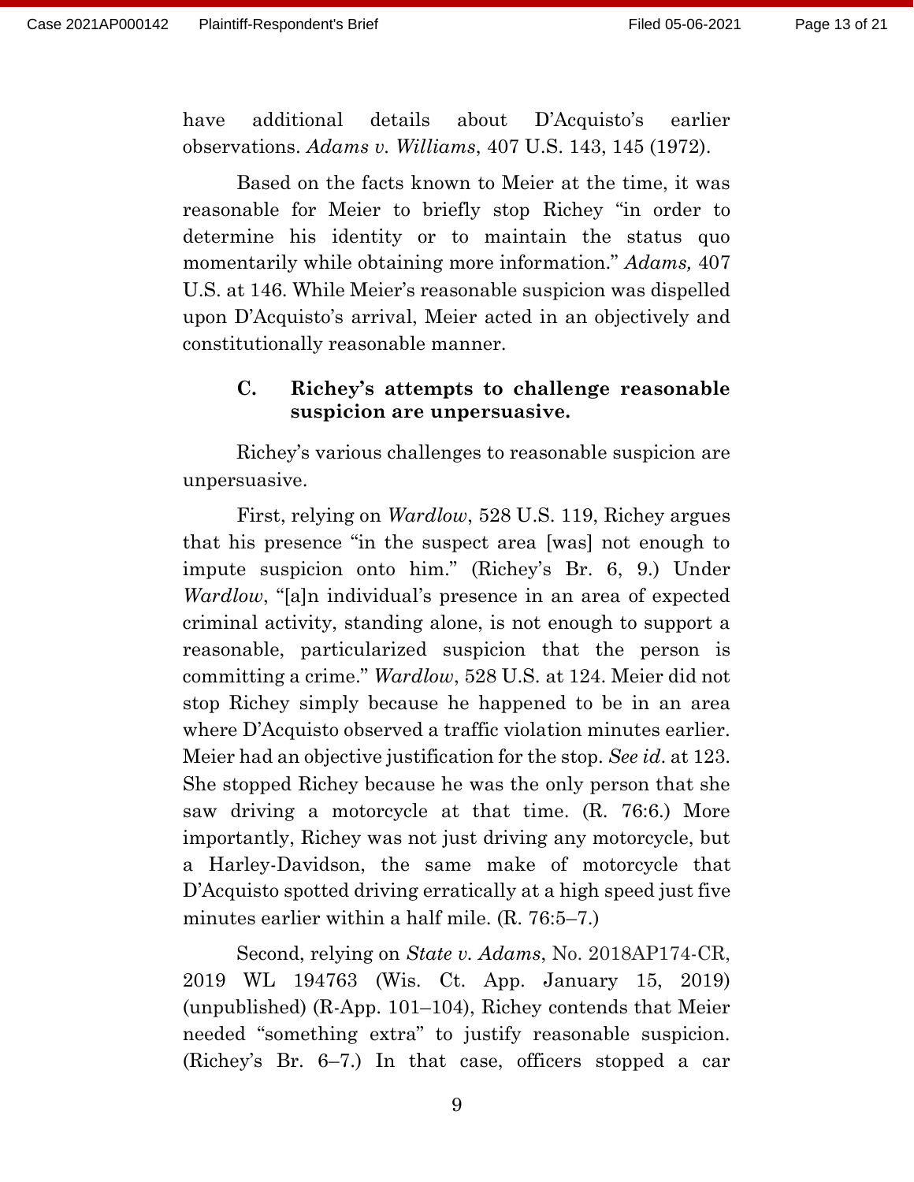have additional details about D'Acquisto's earlier observations. *Adams v. Williams*, 407 U.S. 143, 145 (1972).

Based on the facts known to Meier at the time, it was reasonable for Meier to briefly stop Richey "in order to determine his identity or to maintain the status quo momentarily while obtaining more information." *Adams,* 407 U.S. at 146. While Meier's reasonable suspicion was dispelled upon D'Acquisto's arrival, Meier acted in an objectively and constitutionally reasonable manner.

### C. Richey's attempts to challenge reasonable suspicion are unpersuasive.

Richey's various challenges to reasonable suspicion are unpersuasive.

First, relying on *Wardlow*, 528 U.S. 119, Richey argues that his presence "in the suspect area [was] not enough to impute suspicion onto him." (Richey's Br. 6, 9.) Under *Wardlow*, "[a]n individual's presence in an area of expected criminal activity, standing alone, is not enough to support a reasonable, particularized suspicion that the person is committing a crime." *Wardlow*, 528 U.S. at 124. Meier did not stop Richey simply because he happened to be in an area where D'Acquisto observed a traffic violation minutes earlier. Meier had an objective justification for the stop. *See id*. at 123. She stopped Richey because he was the only person that she saw driving a motorcycle at that time. (R. 76:6.) More importantly, Richey was not just driving any motorcycle, but a Harley-Davidson, the same make of motorcycle that D'Acquisto spotted driving erratically at a high speed just five minutes earlier within a half mile. (R. 76:5–7.)

Second, relying on *State v. Adams*, No. 2018AP174-CR, 2019 WL 194763 (Wis. Ct. App. January 15, 2019) (unpublished) (R-App. 101–104), Richey contends that Meier needed "something extra" to justify reasonable suspicion. (Richey's Br. 6–7.) In that case, officers stopped a car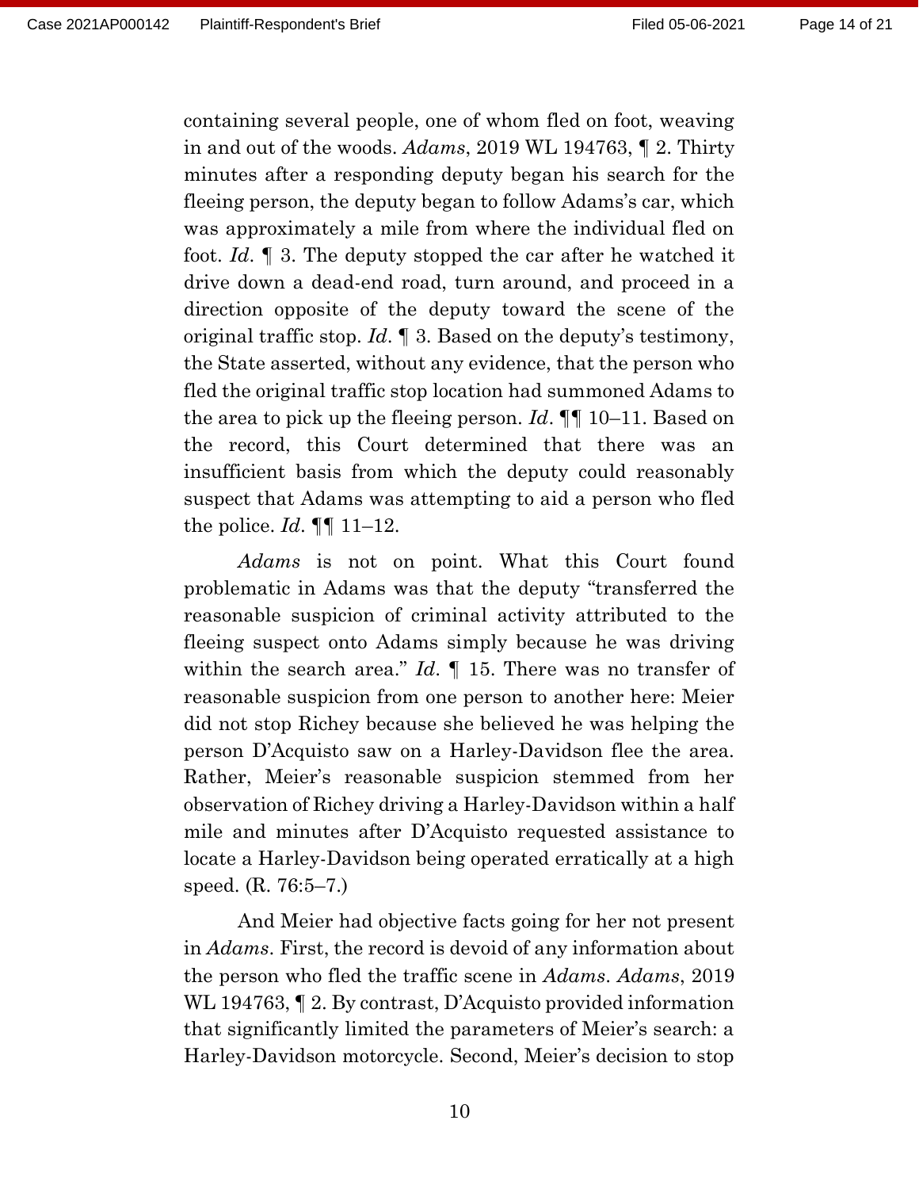containing several people, one of whom fled on foot, weaving in and out of the woods. *Adams*, 2019 WL 194763, ¶ 2. Thirty minutes after a responding deputy began his search for the fleeing person, the deputy began to follow Adams's car, which was approximately a mile from where the individual fled on foot. *Id*. ¶ 3. The deputy stopped the car after he watched it drive down a dead-end road, turn around, and proceed in a direction opposite of the deputy toward the scene of the original traffic stop. *Id*. ¶ 3. Based on the deputy's testimony, the State asserted, without any evidence, that the person who fled the original traffic stop location had summoned Adams to the area to pick up the fleeing person. *Id*. ¶¶ 10–11. Based on the record, this Court determined that there was an insufficient basis from which the deputy could reasonably suspect that Adams was attempting to aid a person who fled the police. *Id*. ¶¶ 11–12.

*Adams* is not on point. What this Court found problematic in Adams was that the deputy "transferred the reasonable suspicion of criminal activity attributed to the fleeing suspect onto Adams simply because he was driving within the search area." *Id*. ¶ 15. There was no transfer of reasonable suspicion from one person to another here: Meier did not stop Richey because she believed he was helping the person D'Acquisto saw on a Harley-Davidson flee the area. Rather, Meier's reasonable suspicion stemmed from her observation of Richey driving a Harley-Davidson within a half mile and minutes after D'Acquisto requested assistance to locate a Harley-Davidson being operated erratically at a high speed. (R. 76:5–7.)

And Meier had objective facts going for her not present in *Adams*. First, the record is devoid of any information about the person who fled the traffic scene in *Adams*. *Adams*, 2019 WL 194763, ¶ 2. By contrast, D'Acquisto provided information that significantly limited the parameters of Meier's search: a Harley-Davidson motorcycle. Second, Meier's decision to stop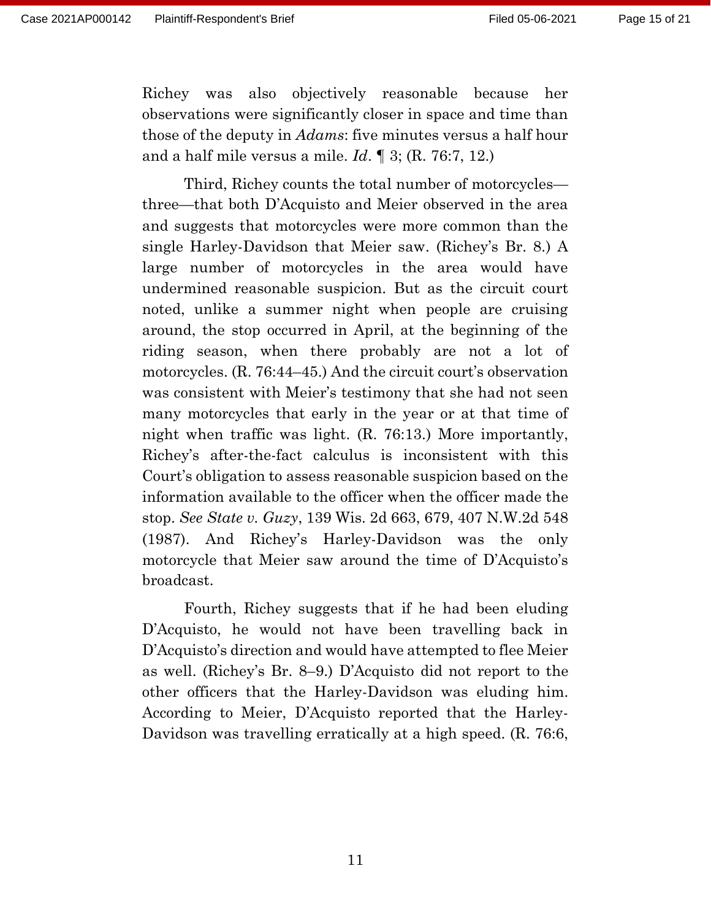Richey was also objectively reasonable because her observations were significantly closer in space and time than those of the deputy in *Adams*: five minutes versus a half hour and a half mile versus a mile. *Id.* ¶ 3; (R. 76:7, 12.)

Third, Richey counts the total number of motorcycles—three—that both D'Acquisto and Meier observed in the area and suggests that motorcycles were more common than the single Harley-Davidson that Meier saw. (Richey's Br. 8.) A large number of motorcycles in the area would have undermined reasonable suspicion. But as the circuit court noted, unlike a summer night when people are cruising around, the stop occurred in April, at the beginning of the riding season, when there probably are not a lot of motorcycles. (R. 76:44–45.) And the circuit court's observation was consistent with Meier's testimony that she had not seen many motorcycles that early in the year or at that time of night when traffic was light. (R. 76:13.) More importantly, Richey's after-the-fact calculus is inconsistent with this Court's obligation to assess reasonable suspicion based on the information available to the officer when the officer made the stop. *See State v. Guzy*, 139 Wis. 2d 663, 679, 407 N.W.2d 548 (1987). And Richey's Harley-Davidson was the only motorcycle that Meier saw around the time of D'Acquisto's broadcast.

Fourth, Richey suggests that if he had been eluding D'Acquisto, he would not have been travelling back in D'Acquisto's direction and would have attempted to flee Meier as well. (Richey's Br. 8–9.) D'Acquisto did not report to the other officers that the Harley-Davidson was eluding him. According to Meier, D'Acquisto reported that the Harley-Davidson was travelling erratically at a high speed. (R. 76:6,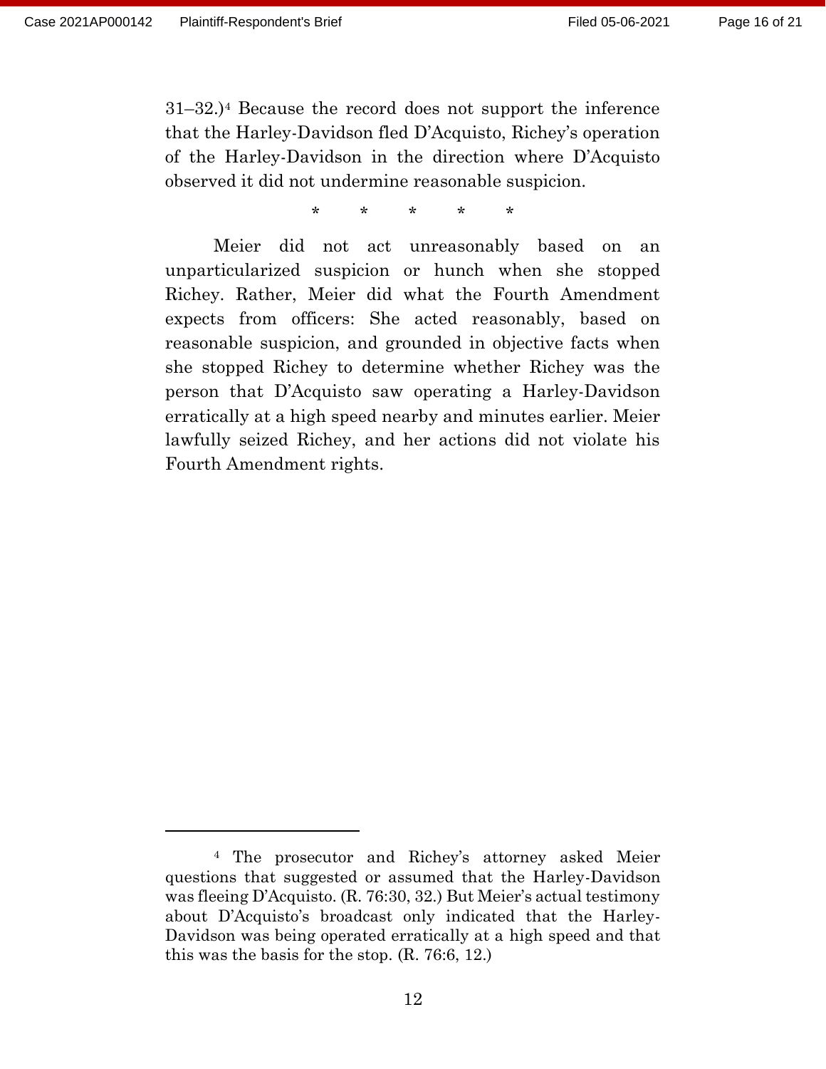31–32.)[4] Because the record does not support the inference that the Harley-Davidson fled D'Acquisto, Richey's operation of the Harley-Davidson in the direction where D'Acquisto observed it did not undermine reasonable suspicion.

\* \* \* \* \*

Meier did not act unreasonably based on an unparticularized suspicion or hunch when she stopped Richey. Rather, Meier did what the Fourth Amendment expects from officers: She acted reasonably, based on reasonable suspicion, and grounded in objective facts when she stopped Richey to determine whether Richey was the person that D'Acquisto saw operating a Harley-Davidson erratically at a high speed nearby and minutes earlier. Meier lawfully seized Richey, and her actions did not violate his Fourth Amendment rights.

---

[4] The prosecutor and Richey's attorney asked Meier questions that suggested or assumed that the Harley-Davidson was fleeing D'Acquisto. (R. 76:30, 32.) But Meier's actual testimony about D'Acquisto's broadcast only indicated that the Harley-Davidson was being operated erratically at a high speed and that this was the basis for the stop. (R. 76:6, 12.)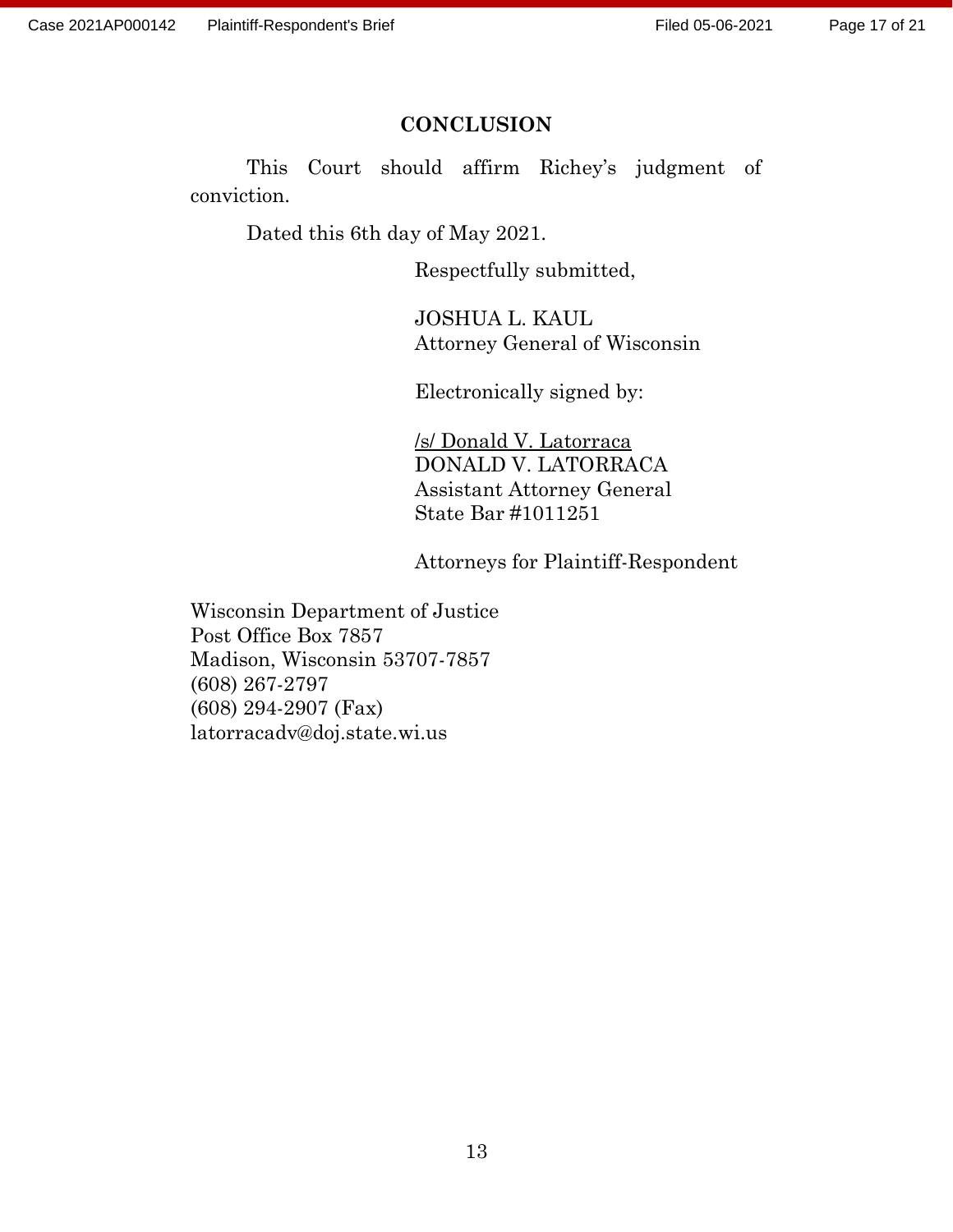## CONCLUSION

This Court should affirm Richey's judgment of conviction.

Dated this 6th day of May 2021.

Respectfully submitted,

JOSHUA L. KAUL
Attorney General of Wisconsin

Electronically signed by:

/s/ Donald V. Latorraca
DONALD V. LATORRACA
Assistant Attorney General
State Bar #1011251

Attorneys for Plaintiff-Respondent

Wisconsin Department of Justice
Post Office Box 7857
Madison, Wisconsin 53707-7857
(608) 267-2797
(608) 294-2907 (Fax)
latorracadv@doj.state.wi.us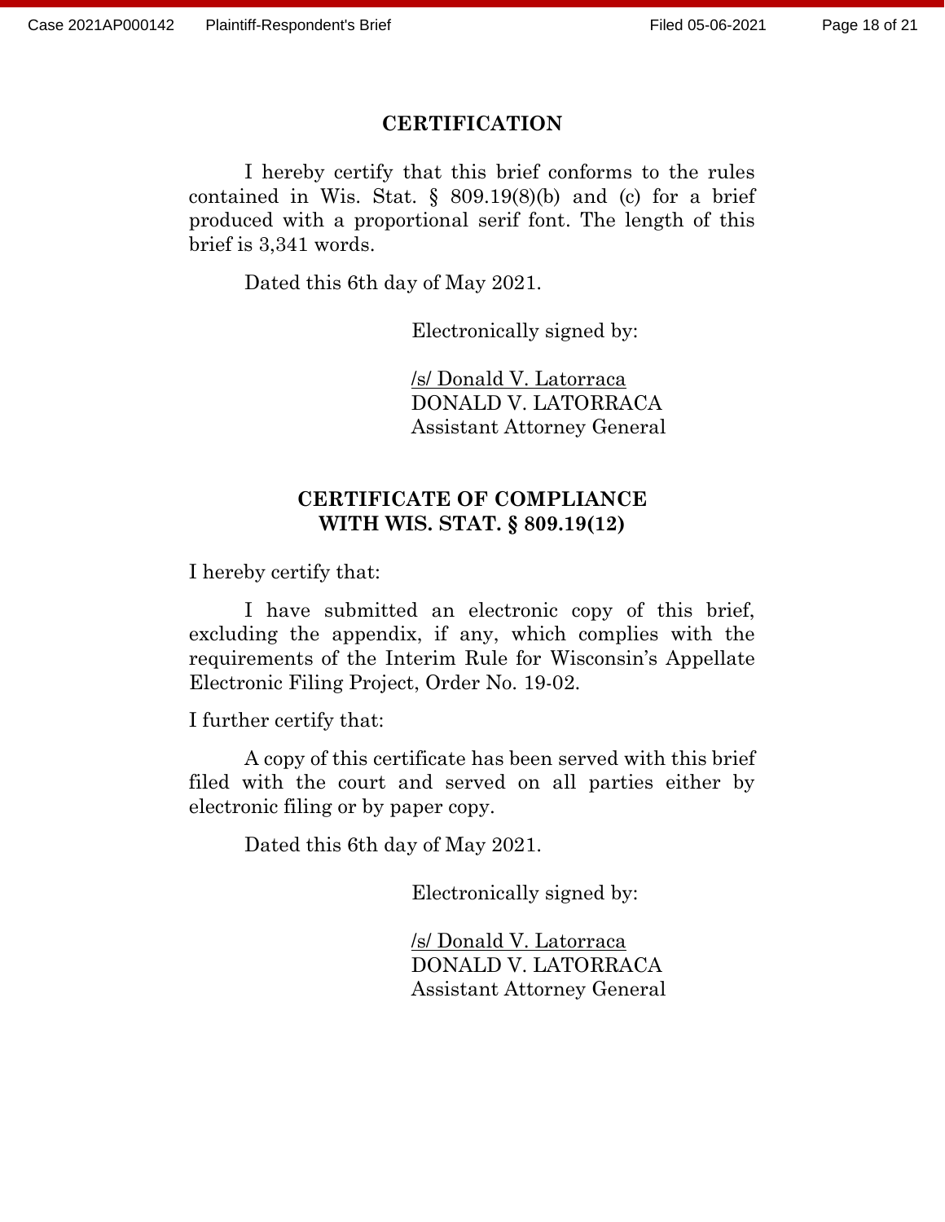## CERTIFICATION

I hereby certify that this brief conforms to the rules contained in Wis. Stat. § 809.19(8)(b) and (c) for a brief produced with a proportional serif font. The length of this brief is 3,341 words.

Dated this 6th day of May 2021.

Electronically signed by:

/s/ Donald V. Latorraca
DONALD V. LATORRACA
Assistant Attorney General

## CERTIFICATE OF COMPLIANCE WITH WIS. STAT. § 809.19(12)

I hereby certify that:

I have submitted an electronic copy of this brief, excluding the appendix, if any, which complies with the requirements of the Interim Rule for Wisconsin's Appellate Electronic Filing Project, Order No. 19-02.

I further certify that:

A copy of this certificate has been served with this brief filed with the court and served on all parties either by electronic filing or by paper copy.

Dated this 6th day of May 2021.

Electronically signed by:

/s/ Donald V. Latorraca
DONALD V. LATORRACA
Assistant Attorney General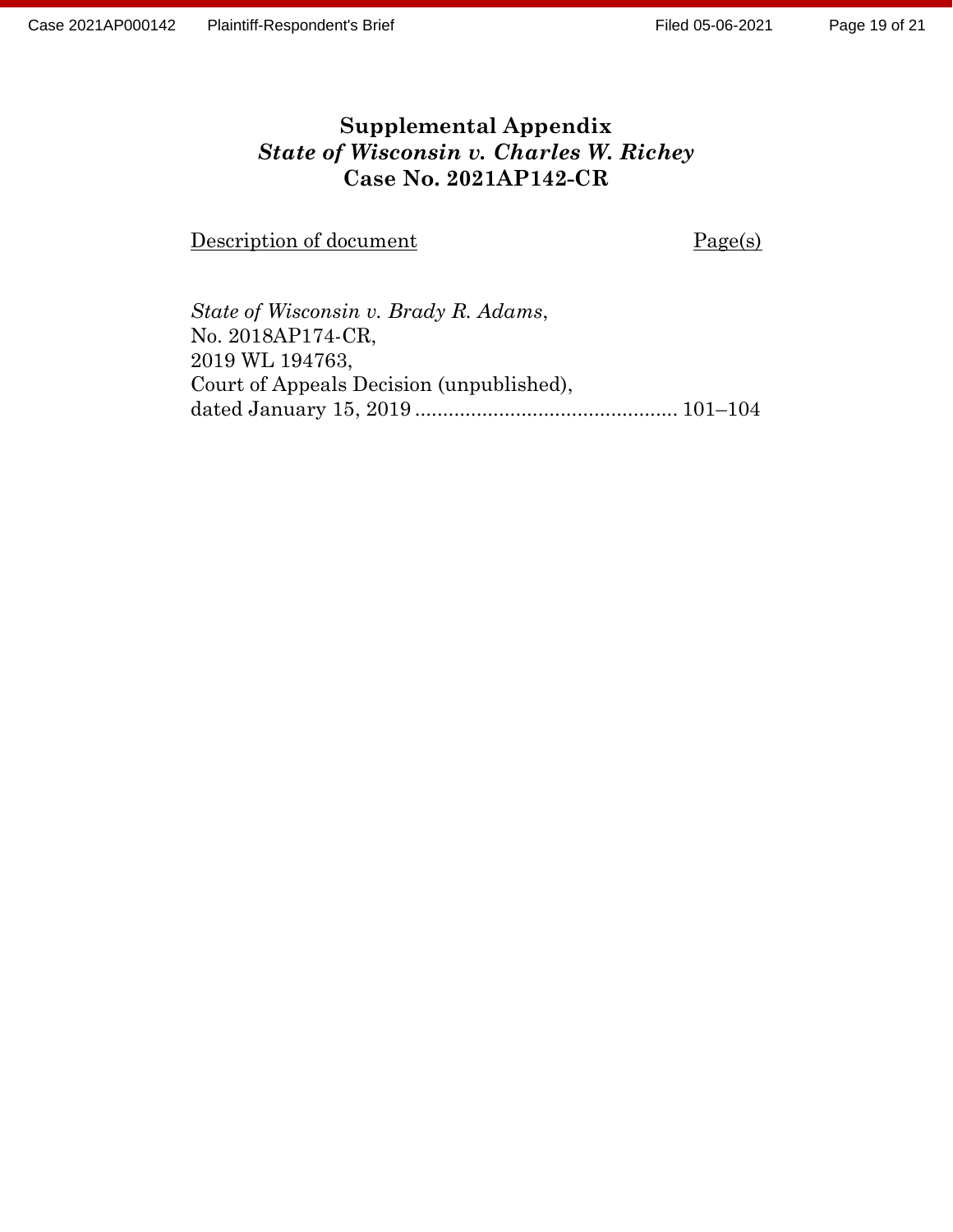# Supplemental Appendix
## *State of Wisconsin v. Charles W. Richey*
## Case No. 2021AP142-CR

| Description of document | Page(s) |
| --- | --- |
| *State of Wisconsin v. Brady R. Adams*, No. 2018AP174-CR, 2019 WL 194763, Court of Appeals Decision (unpublished), dated January 15, 2019 | 101–104 |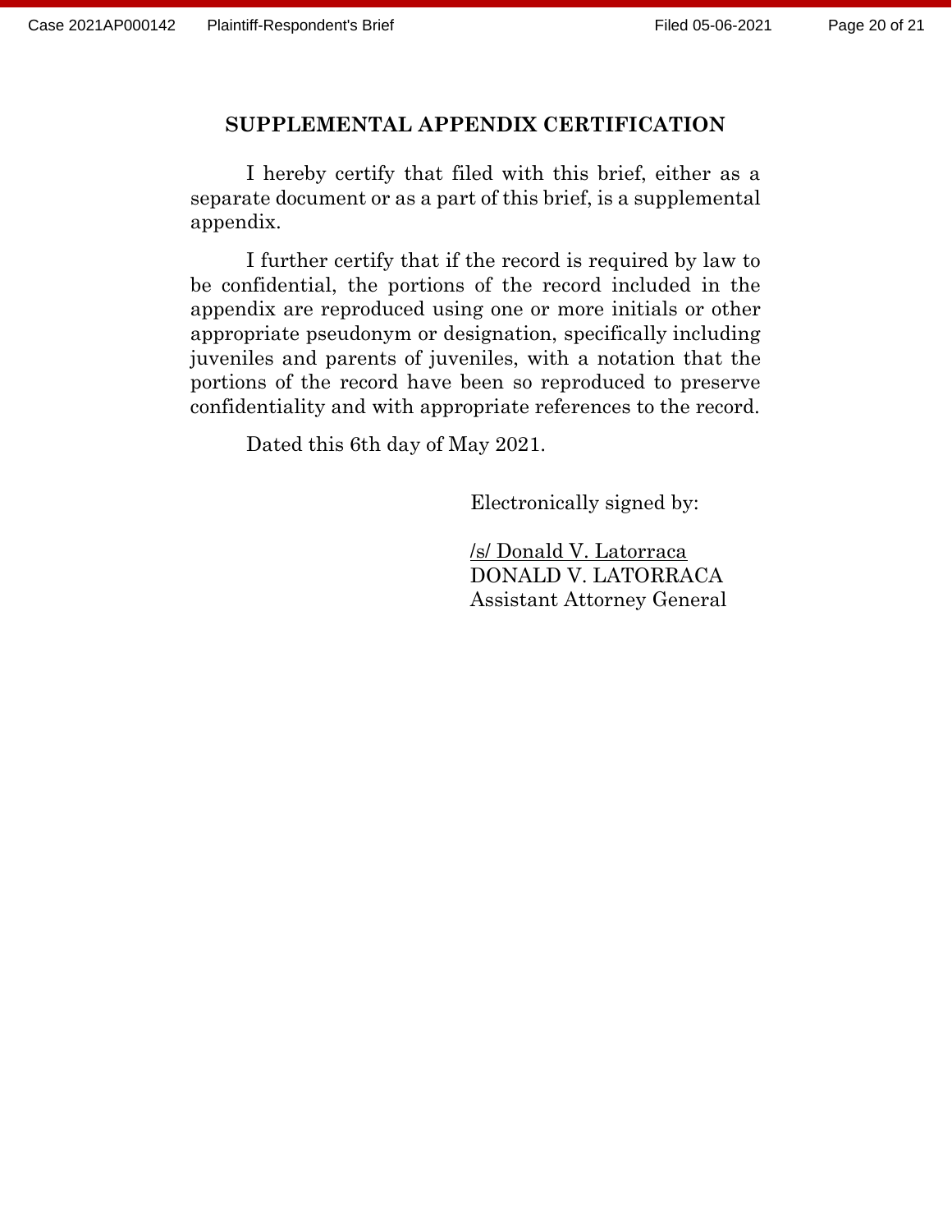## SUPPLEMENTAL APPENDIX CERTIFICATION

I hereby certify that filed with this brief, either as a separate document or as a part of this brief, is a supplemental appendix.

I further certify that if the record is required by law to be confidential, the portions of the record included in the appendix are reproduced using one or more initials or other appropriate pseudonym or designation, specifically including juveniles and parents of juveniles, with a notation that the portions of the record have been so reproduced to preserve confidentiality and with appropriate references to the record.

Dated this 6th day of May 2021.

Electronically signed by:

/s/ Donald V. Latorraca
DONALD V. LATORRACA
Assistant Attorney General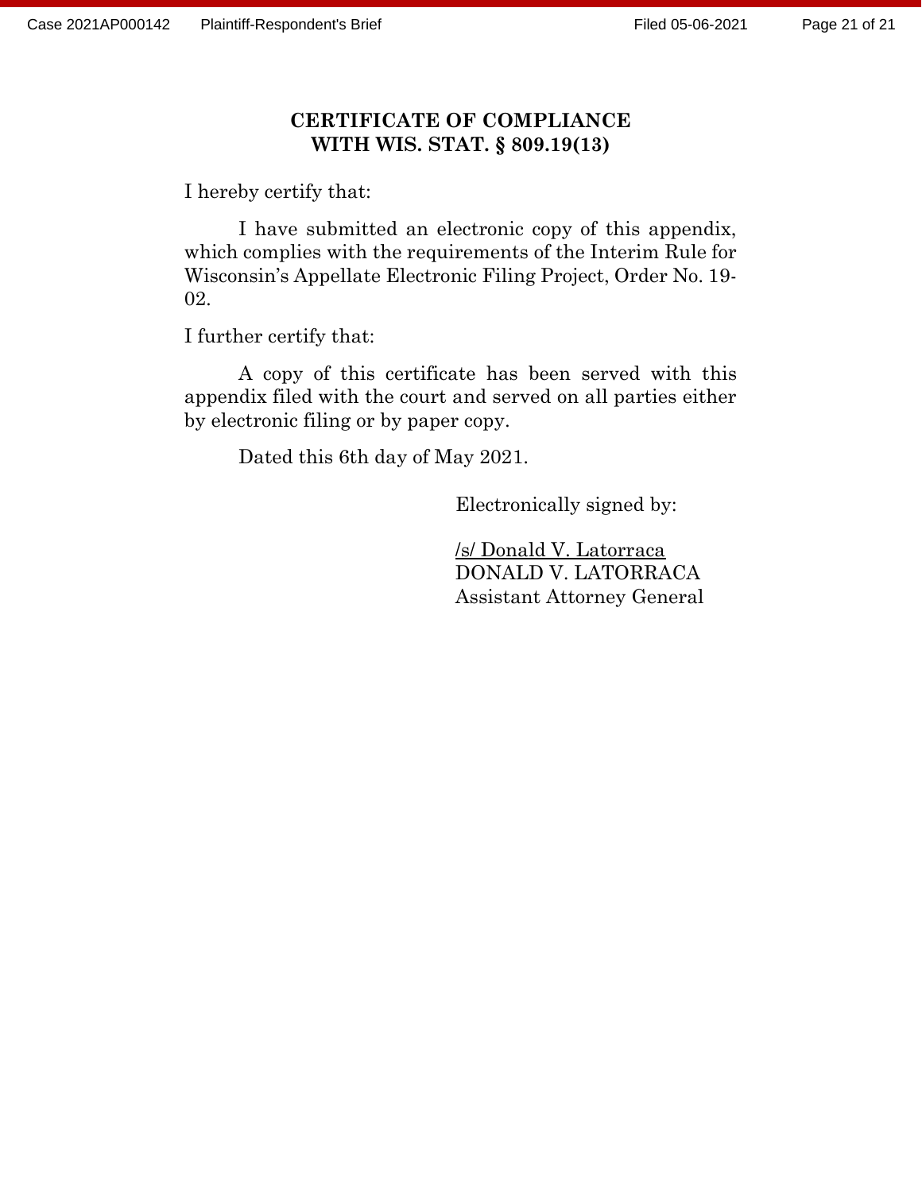## CERTIFICATE OF COMPLIANCE WITH WIS. STAT. § 809.19(13)

I hereby certify that:

I have submitted an electronic copy of this appendix, which complies with the requirements of the Interim Rule for Wisconsin's Appellate Electronic Filing Project, Order No. 19-02.

I further certify that:

A copy of this certificate has been served with this appendix filed with the court and served on all parties either by electronic filing or by paper copy.

Dated this 6th day of May 2021.

Electronically signed by:

/s/ Donald V. Latorraca
DONALD V. LATORRACA
Assistant Attorney General